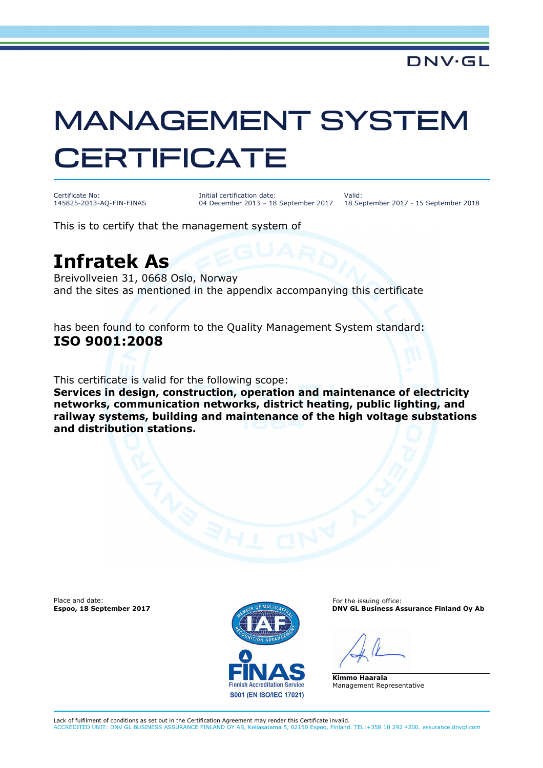DNV·GL

# MANAGEMENT SYSTEM CERTIFICATE

Certificate No:
145825-2013-AQ-FIN-FINAS

Initial certification date:
04 December 2013 – 18 September 2017

Valid:
18 September 2017 - 15 September 2018

This is to certify that the management system of

## Infratek As

Breivollveien 31, 0668 Oslo, Norway
and the sites as mentioned in the appendix accompanying this certificate

has been found to conform to the Quality Management System standard:
**ISO 9001:2008**

This certificate is valid for the following scope:
**Services in design, construction, operation and maintenance of electricity networks, communication networks, district heating, public lighting, and railway systems, building and maintenance of the high voltage substations and distribution stations.**

Place and date:
**Espoo, 18 September 2017**

FINAS
Finnish Accreditation Service
S001 (EN ISO/IEC 17021)

For the issuing office:
**DNV GL Business Assurance Finland Oy Ab**

**Kimmo Haarala**
Management Representative

Lack of fulfilment of conditions as set out in the Certification Agreement may render this Certificate invalid.
ACCREDITED UNIT: DNV GL BUSINESS ASSURANCE FINLAND OY AB, Keilasatama 5, 02150 Espoo, Finland. TEL:+358 10 292 4200. assurance.dnvgl.com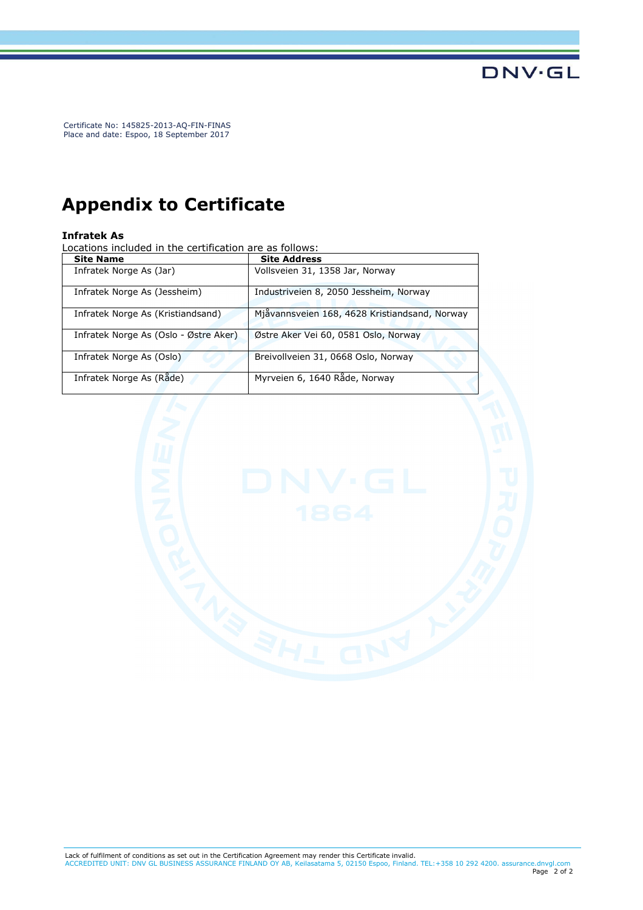Certificate No: 145825-2013-AQ-FIN-FINAS
Place and date: Espoo, 18 September 2017

# Appendix to Certificate

**Infratek As**

Locations included in the certification are as follows:

| Site Name | Site Address |
|---|---|
| Infratek Norge As (Jar) | Vollsveien 31, 1358 Jar, Norway |
| Infratek Norge As (Jessheim) | Industriveien 8, 2050 Jessheim, Norway |
| Infratek Norge As (Kristiandsand) | Mjåvannsveien 168, 4628 Kristiandsand, Norway |
| Infratek Norge As (Oslo - Østre Aker) | Østre Aker Vei 60, 0581 Oslo, Norway |
| Infratek Norge As (Oslo) | Breivollveien 31, 0668 Oslo, Norway |
| Infratek Norge As (Råde) | Myrveien 6, 1640 Råde, Norway |

Lack of fulfilment of conditions as set out in the Certification Agreement may render this Certificate invalid.
ACCREDITED UNIT: DNV GL BUSINESS ASSURANCE FINLAND OY AB, Keilasatama 5, 02150 Espoo, Finland. TEL:+358 10 292 4200. assurance.dnvgl.com